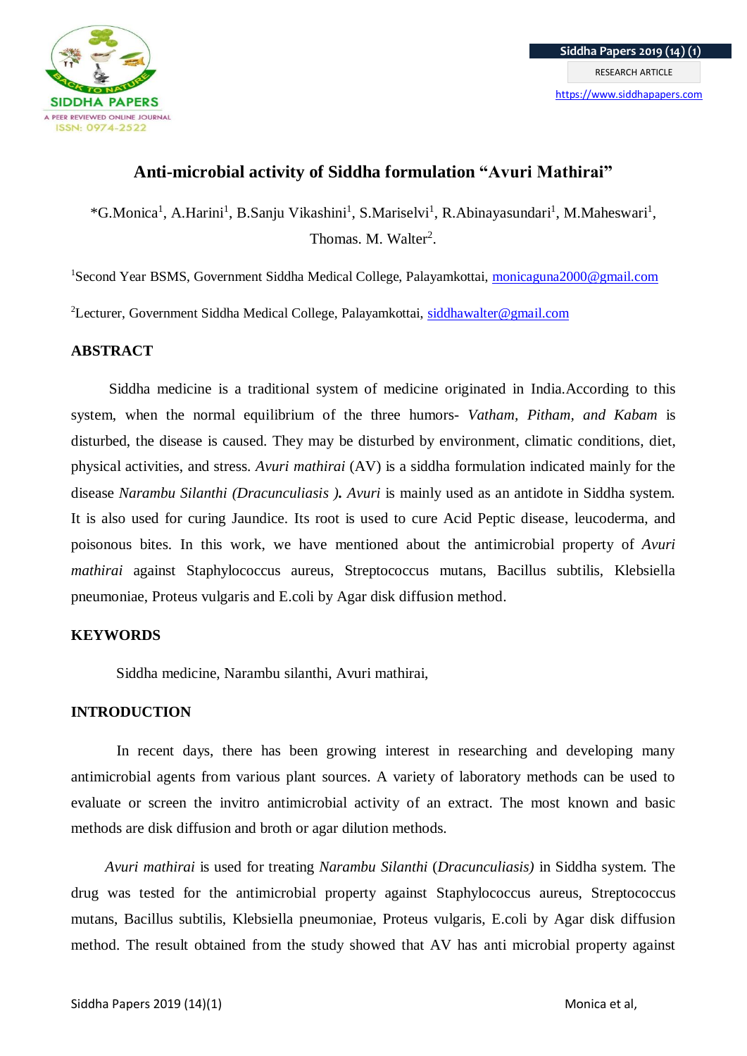# Anti-microbial activity of Siddha formulation "Avuri Mathirai"

*G.Monica[1], A.Harini[1], B.Sanju Vikashini[1], S.Mariselvi[1], R.Abinayasundari[1], M.Maheswari[1], Thomas. M. Walter[2].

[1]Second Year BSMS, Government Siddha Medical College, Palayamkottai, monicaguna2000@gmail.com

[2]Lecturer, Government Siddha Medical College, Palayamkottai, siddhawalter@gmail.com

## ABSTRACT

Siddha medicine is a traditional system of medicine originated in India.According to this system, when the normal equilibrium of the three humors- *Vatham, Pitham, and Kabam* is disturbed, the disease is caused. They may be disturbed by environment, climatic conditions, diet, physical activities, and stress. *Avuri mathirai* (AV) is a siddha formulation indicated mainly for the disease *Narambu Silanthi (Dracunculiasis )*. *Avuri* is mainly used as an antidote in Siddha system. It is also used for curing Jaundice. Its root is used to cure Acid Peptic disease, leucoderma, and poisonous bites. In this work, we have mentioned about the antimicrobial property of *Avuri mathirai* against Staphylococcus aureus, Streptococcus mutans, Bacillus subtilis, Klebsiella pneumoniae, Proteus vulgaris and E.coli by Agar disk diffusion method.

## KEYWORDS

Siddha medicine, Narambu silanthi, Avuri mathirai,

## INTRODUCTION

In recent days, there has been growing interest in researching and developing many antimicrobial agents from various plant sources. A variety of laboratory methods can be used to evaluate or screen the invitro antimicrobial activity of an extract. The most known and basic methods are disk diffusion and broth or agar dilution methods.

*Avuri mathirai* is used for treating *Narambu Silanthi* (*Dracunculiasis)* in Siddha system. The drug was tested for the antimicrobial property against Staphylococcus aureus, Streptococcus mutans, Bacillus subtilis, Klebsiella pneumoniae, Proteus vulgaris, E.coli by Agar disk diffusion method. The result obtained from the study showed that AV has anti microbial property against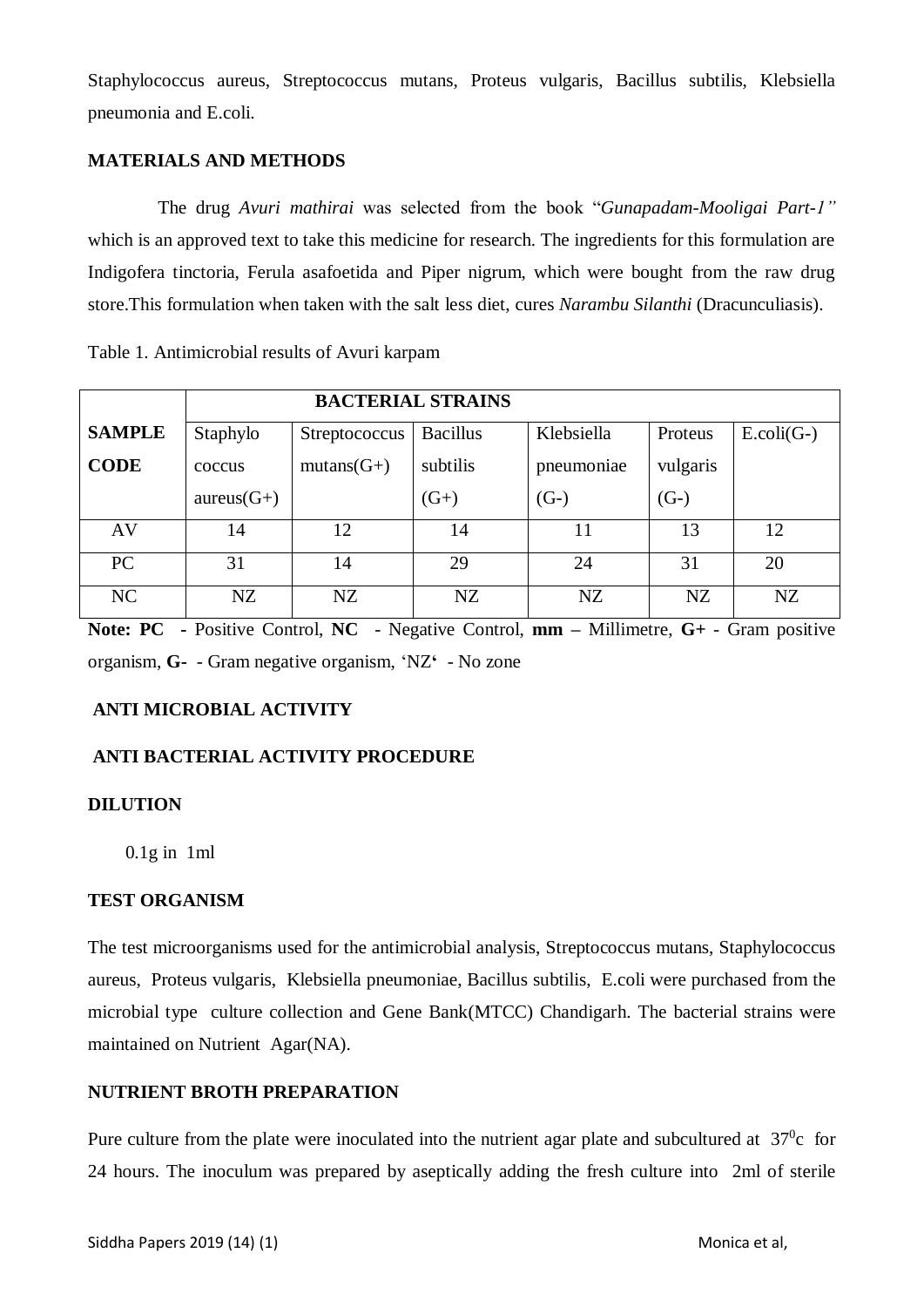Staphylococcus aureus, Streptococcus mutans, Proteus vulgaris, Bacillus subtilis, Klebsiella pneumonia and E.coli.

## MATERIALS AND METHODS

The drug *Avuri mathirai* was selected from the book "*Gunapadam-Mooligai Part-1"* which is an approved text to take this medicine for research. The ingredients for this formulation are Indigofera tinctoria, Ferula asafoetida and Piper nigrum, which were bought from the raw drug store.This formulation when taken with the salt less diet, cures *Narambu Silanthi* (Dracunculiasis).

Table 1. Antimicrobial results of Avuri karpam

| SAMPLE CODE | BACTERIAL STRAINS | | | | | |
|---|---|---|---|---|---|---|
| | Staphylo coccus aureus(G+) | Streptococcus mutans(G+) | Bacillus subtilis (G+) | Klebsiella pneumoniae (G-) | Proteus vulgaris (G-) | E.coli(G-) |
| AV | 14 | 12 | 14 | 11 | 13 | 12 |
| PC | 31 | 14 | 29 | 24 | 31 | 20 |
| NC | NZ | NZ | NZ | NZ | NZ | NZ |

**Note: PC** - Positive Control, **NC** - Negative Control, **mm –** Millimetre, **G+** - Gram positive organism, **G-** - Gram negative organism, 'NZ' - No zone

## ANTI MICROBIAL ACTIVITY

## ANTI BACTERIAL ACTIVITY PROCEDURE

### DILUTION

0.1g in 1ml

### TEST ORGANISM

The test microorganisms used for the antimicrobial analysis, Streptococcus mutans, Staphylococcus aureus, Proteus vulgaris, Klebsiella pneumoniae, Bacillus subtilis, E.coli were purchased from the microbial type culture collection and Gene Bank(MTCC) Chandigarh. The bacterial strains were maintained on Nutrient Agar(NA).

### NUTRIENT BROTH PREPARATION

Pure culture from the plate were inoculated into the nutrient agar plate and subcultured at $37^0$c for 24 hours. The inoculum was prepared by aseptically adding the fresh culture into 2ml of sterile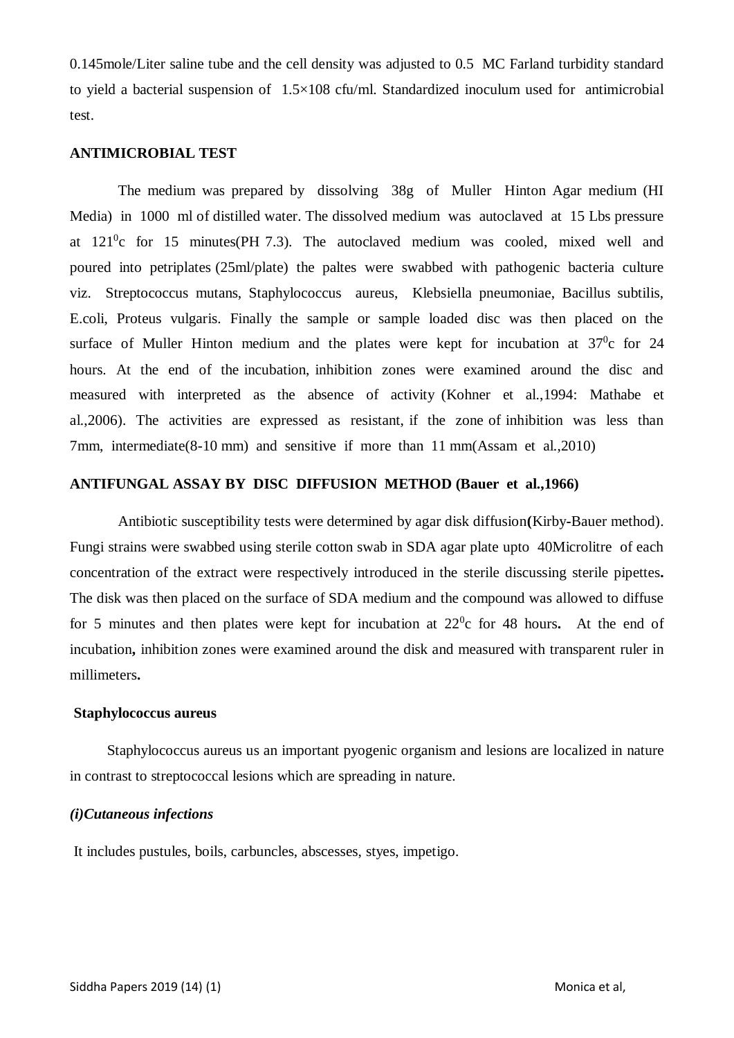0.145mole/Liter saline tube and the cell density was adjusted to 0.5 MC Farland turbidity standard to yield a bacterial suspension of 1.5×108 cfu/ml. Standardized inoculum used for antimicrobial test.

**ANTIMICROBIAL TEST**

The medium was prepared by dissolving 38g of Muller Hinton Agar medium (HI Media) in 1000 ml of distilled water. The dissolved medium was autoclaved at 15 Lbs pressure at $121^0$c for 15 minutes(PH 7.3). The autoclaved medium was cooled, mixed well and poured into petriplates (25ml/plate) the paltes were swabbed with pathogenic bacteria culture viz. Streptococcus mutans, Staphylococcus aureus, Klebsiella pneumoniae, Bacillus subtilis, E.coli, Proteus vulgaris. Finally the sample or sample loaded disc was then placed on the surface of Muller Hinton medium and the plates were kept for incubation at $37^0$c for 24 hours. At the end of the incubation, inhibition zones were examined around the disc and measured with interpreted as the absence of activity (Kohner et al.,1994: Mathabe et al.,2006). The activities are expressed as resistant, if the zone of inhibition was less than 7mm, intermediate(8-10 mm) and sensitive if more than 11 mm(Assam et al.,2010)

**ANTIFUNGAL ASSAY BY DISC DIFFUSION METHOD (Bauer et al.,1966)**

Antibiotic susceptibility tests were determined by agar disk diffusion**(**Kirby-Bauer method). Fungi strains were swabbed using sterile cotton swab in SDA agar plate upto 40Microlitre of each concentration of the extract were respectively introduced in the sterile discussing sterile pipettes**.** The disk was then placed on the surface of SDA medium and the compound was allowed to diffuse for 5 minutes and then plates were kept for incubation at $22^0$c for 48 hours**.** At the end of incubation**,** inhibition zones were examined around the disk and measured with transparent ruler in millimeters**.**

**Staphylococcus aureus**

Staphylococcus aureus us an important pyogenic organism and lesions are localized in nature in contrast to streptococcal lesions which are spreading in nature.

***(i)Cutaneous infections***

It includes pustules, boils, carbuncles, abscesses, styes, impetigo.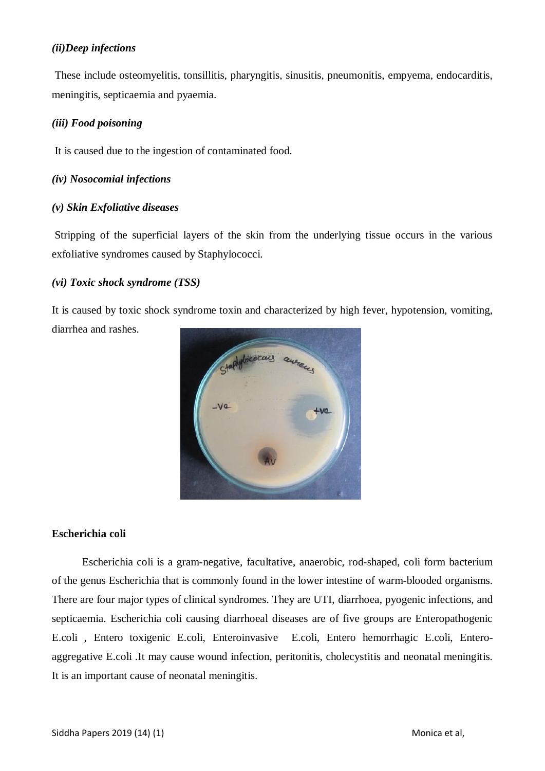*(ii)Deep infections*

These include osteomyelitis, tonsillitis, pharyngitis, sinusitis, pneumonitis, empyema, endocarditis, meningitis, septicaemia and pyaemia.

*(iii) Food poisoning*

It is caused due to the ingestion of contaminated food.

*(iv) Nosocomial infections*

*(v) Skin Exfoliative diseases*

Stripping of the superficial layers of the skin from the underlying tissue occurs in the various exfoliative syndromes caused by Staphylococci.

*(vi) Toxic shock syndrome (TSS)*

It is caused by toxic shock syndrome toxin and characterized by high fever, hypotension, vomiting, diarrhea and rashes.

**Escherichia coli**

Escherichia coli is a gram-negative, facultative, anaerobic, rod-shaped, coli form bacterium of the genus Escherichia that is commonly found in the lower intestine of warm-blooded organisms. There are four major types of clinical syndromes. They are UTI, diarrhoea, pyogenic infections, and septicaemia. Escherichia coli causing diarrhoeal diseases are of five groups are Enteropathogenic E.coli , Entero toxigenic E.coli, Enteroinvasive E.coli, Entero hemorrhagic E.coli, Entero-aggregative E.coli .It may cause wound infection, peritonitis, cholecystitis and neonatal meningitis. It is an important cause of neonatal meningitis.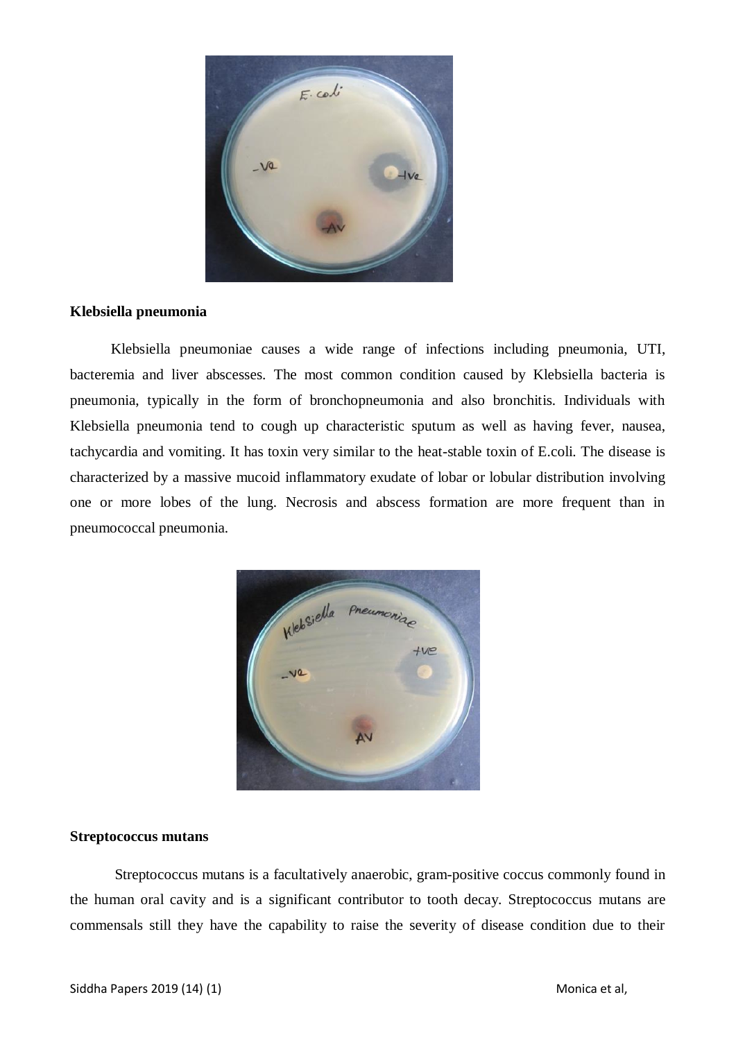**Klebsiella pneumonia**

Klebsiella pneumoniae causes a wide range of infections including pneumonia, UTI, bacteremia and liver abscesses. The most common condition caused by Klebsiella bacteria is pneumonia, typically in the form of bronchopneumonia and also bronchitis. Individuals with Klebsiella pneumonia tend to cough up characteristic sputum as well as having fever, nausea, tachycardia and vomiting. It has toxin very similar to the heat-stable toxin of E.coli. The disease is characterized by a massive mucoid inflammatory exudate of lobar or lobular distribution involving one or more lobes of the lung. Necrosis and abscess formation are more frequent than in pneumococcal pneumonia.

**Streptococcus mutans**

Streptococcus mutans is a facultatively anaerobic, gram-positive coccus commonly found in the human oral cavity and is a significant contributor to tooth decay. Streptococcus mutans are commensals still they have the capability to raise the severity of disease condition due to their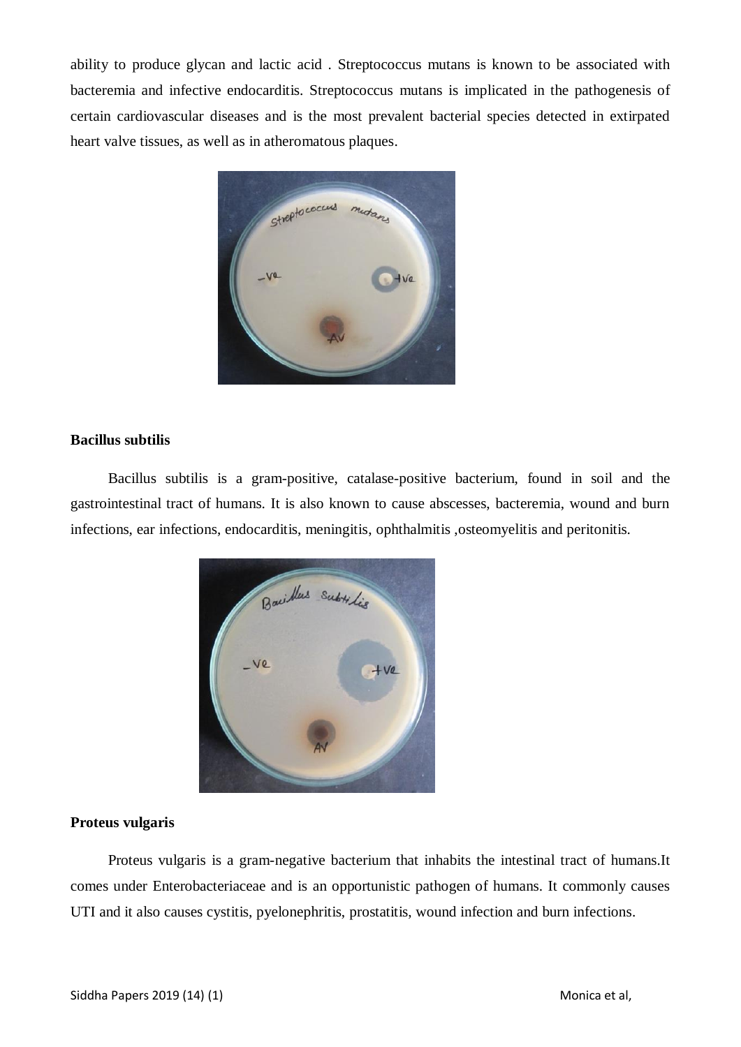ability to produce glycan and lactic acid . Streptococcus mutans is known to be associated with bacteremia and infective endocarditis. Streptococcus mutans is implicated in the pathogenesis of certain cardiovascular diseases and is the most prevalent bacterial species detected in extirpated heart valve tissues, as well as in atheromatous plaques.

**Bacillus subtilis**

Bacillus subtilis is a gram-positive, catalase-positive bacterium, found in soil and the gastrointestinal tract of humans. It is also known to cause abscesses, bacteremia, wound and burn infections, ear infections, endocarditis, meningitis, ophthalmitis ,osteomyelitis and peritonitis.

**Proteus vulgaris**

Proteus vulgaris is a gram-negative bacterium that inhabits the intestinal tract of humans.It comes under Enterobacteriaceae and is an opportunistic pathogen of humans. It commonly causes UTI and it also causes cystitis, pyelonephritis, prostatitis, wound infection and burn infections.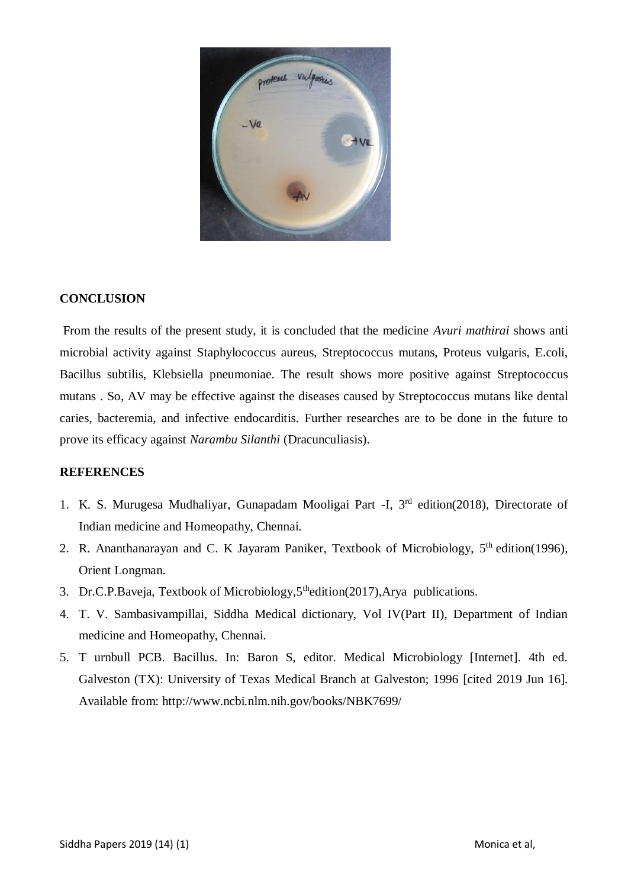## CONCLUSION

From the results of the present study, it is concluded that the medicine *Avuri mathirai* shows anti microbial activity against Staphylococcus aureus, Streptococcus mutans, Proteus vulgaris, E.coli, Bacillus subtilis, Klebsiella pneumoniae. The result shows more positive against Streptococcus mutans . So, AV may be effective against the diseases caused by Streptococcus mutans like dental caries, bacteremia, and infective endocarditis. Further researches are to be done in the future to prove its efficacy against *Narambu Silanthi* (Dracunculiasis).

## REFERENCES

1. K. S. Murugesa Mudhaliyar, Gunapadam Mooligai Part -I, 3rd edition(2018), Directorate of Indian medicine and Homeopathy, Chennai.
2. R. Ananthanarayan and C. K Jayaram Paniker, Textbook of Microbiology, 5th edition(1996), Orient Longman.
3. Dr.C.P.Baveja, Textbook of Microbiology,5thedition(2017),Arya publications.
4. T. V. Sambasivampillai, Siddha Medical dictionary, Vol IV(Part II), Department of Indian medicine and Homeopathy, Chennai.
5. T urnbull PCB. Bacillus. In: Baron S, editor. Medical Microbiology [Internet]. 4th ed. Galveston (TX): University of Texas Medical Branch at Galveston; 1996 [cited 2019 Jun 16]. Available from: http://www.ncbi.nlm.nih.gov/books/NBK7699/